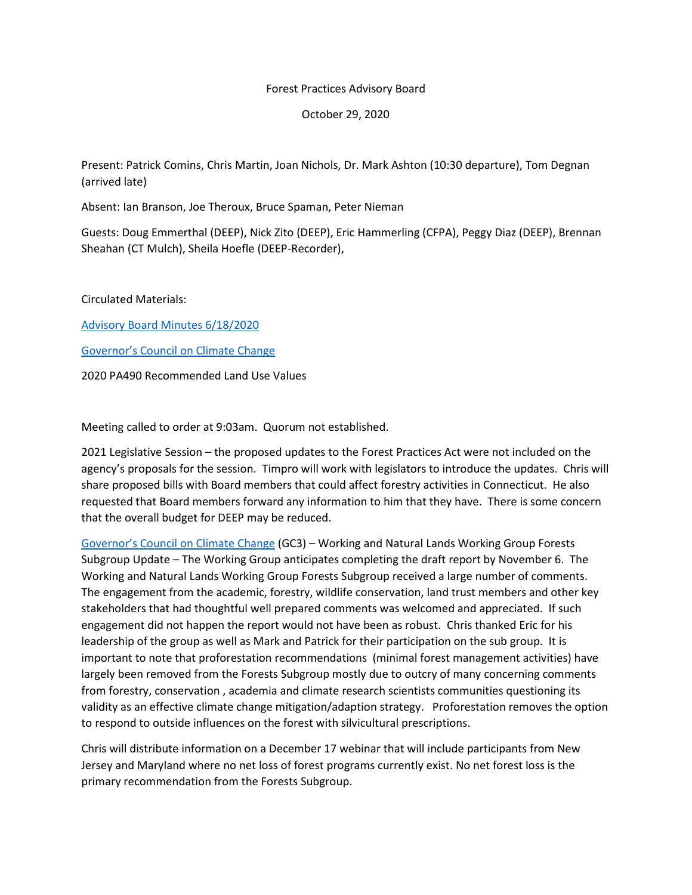# Forest Practices Advisory Board

October 29, 2020

Present: Patrick Comins, Chris Martin, Joan Nichols, Dr. Mark Ashton (10:30 departure), Tom Degnan (arrived late)

Absent: Ian Branson, Joe Theroux, Bruce Spaman, Peter Nieman

Guests: Doug Emmerthal (DEEP), Nick Zito (DEEP), Eric Hammerling (CFPA), Peggy Diaz (DEEP), Brennan Sheahan (CT Mulch), Sheila Hoefle (DEEP-Recorder),

Circulated Materials:

Advisory Board Minutes 6/18/2020

Governor's Council on Climate Change

2020 PA490 Recommended Land Use Values

Meeting called to order at 9:03am. Quorum not established.

2021 Legislative Session – the proposed updates to the Forest Practices Act were not included on the agency's proposals for the session. Timpro will work with legislators to introduce the updates. Chris will share proposed bills with Board members that could affect forestry activities in Connecticut. He also requested that Board members forward any information to him that they have. There is some concern that the overall budget for DEEP may be reduced.

Governor's Council on Climate Change (GC3) – Working and Natural Lands Working Group Forests Subgroup Update – The Working Group anticipates completing the draft report by November 6. The Working and Natural Lands Working Group Forests Subgroup received a large number of comments. The engagement from the academic, forestry, wildlife conservation, land trust members and other key stakeholders that had thoughtful well prepared comments was welcomed and appreciated. If such engagement did not happen the report would not have been as robust. Chris thanked Eric for his leadership of the group as well as Mark and Patrick for their participation on the sub group. It is important to note that proforestation recommendations (minimal forest management activities) have largely been removed from the Forests Subgroup mostly due to outcry of many concerning comments from forestry, conservation , academia and climate research scientists communities questioning its validity as an effective climate change mitigation/adaption strategy. Proforestation removes the option to respond to outside influences on the forest with silvicultural prescriptions.

Chris will distribute information on a December 17 webinar that will include participants from New Jersey and Maryland where no net loss of forest programs currently exist. No net forest loss is the primary recommendation from the Forests Subgroup.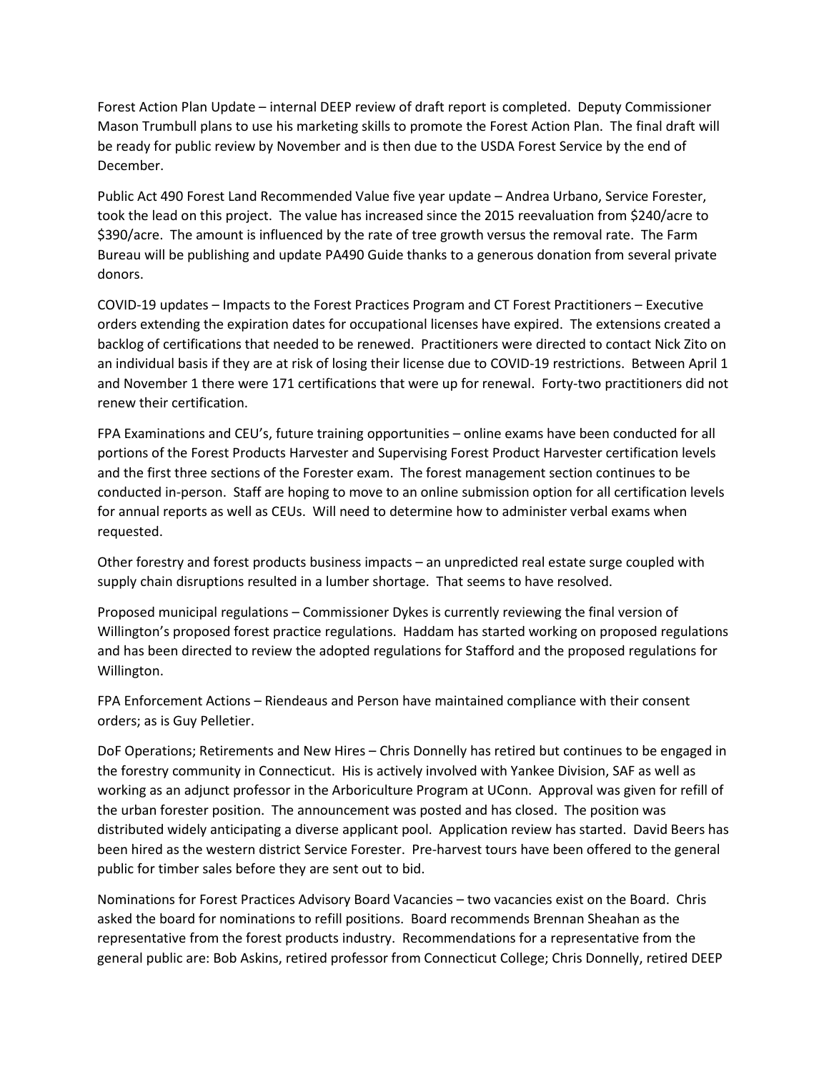Forest Action Plan Update – internal DEEP review of draft report is completed. Deputy Commissioner Mason Trumbull plans to use his marketing skills to promote the Forest Action Plan. The final draft will be ready for public review by November and is then due to the USDA Forest Service by the end of December.

Public Act 490 Forest Land Recommended Value five year update – Andrea Urbano, Service Forester, took the lead on this project. The value has increased since the 2015 reevaluation from $240/acre to $390/acre. The amount is influenced by the rate of tree growth versus the removal rate. The Farm Bureau will be publishing and update PA490 Guide thanks to a generous donation from several private donors.

COVID-19 updates – Impacts to the Forest Practices Program and CT Forest Practitioners – Executive orders extending the expiration dates for occupational licenses have expired. The extensions created a backlog of certifications that needed to be renewed. Practitioners were directed to contact Nick Zito on an individual basis if they are at risk of losing their license due to COVID-19 restrictions. Between April 1 and November 1 there were 171 certifications that were up for renewal. Forty-two practitioners did not renew their certification.

FPA Examinations and CEU's, future training opportunities – online exams have been conducted for all portions of the Forest Products Harvester and Supervising Forest Product Harvester certification levels and the first three sections of the Forester exam. The forest management section continues to be conducted in-person. Staff are hoping to move to an online submission option for all certification levels for annual reports as well as CEUs. Will need to determine how to administer verbal exams when requested.

Other forestry and forest products business impacts – an unpredicted real estate surge coupled with supply chain disruptions resulted in a lumber shortage. That seems to have resolved.

Proposed municipal regulations – Commissioner Dykes is currently reviewing the final version of Willington's proposed forest practice regulations. Haddam has started working on proposed regulations and has been directed to review the adopted regulations for Stafford and the proposed regulations for Willington.

FPA Enforcement Actions – Riendeaus and Person have maintained compliance with their consent orders; as is Guy Pelletier.

DoF Operations; Retirements and New Hires – Chris Donnelly has retired but continues to be engaged in the forestry community in Connecticut. His is actively involved with Yankee Division, SAF as well as working as an adjunct professor in the Arboriculture Program at UConn. Approval was given for refill of the urban forester position. The announcement was posted and has closed. The position was distributed widely anticipating a diverse applicant pool. Application review has started. David Beers has been hired as the western district Service Forester. Pre-harvest tours have been offered to the general public for timber sales before they are sent out to bid.

Nominations for Forest Practices Advisory Board Vacancies – two vacancies exist on the Board. Chris asked the board for nominations to refill positions. Board recommends Brennan Sheahan as the representative from the forest products industry. Recommendations for a representative from the general public are: Bob Askins, retired professor from Connecticut College; Chris Donnelly, retired DEEP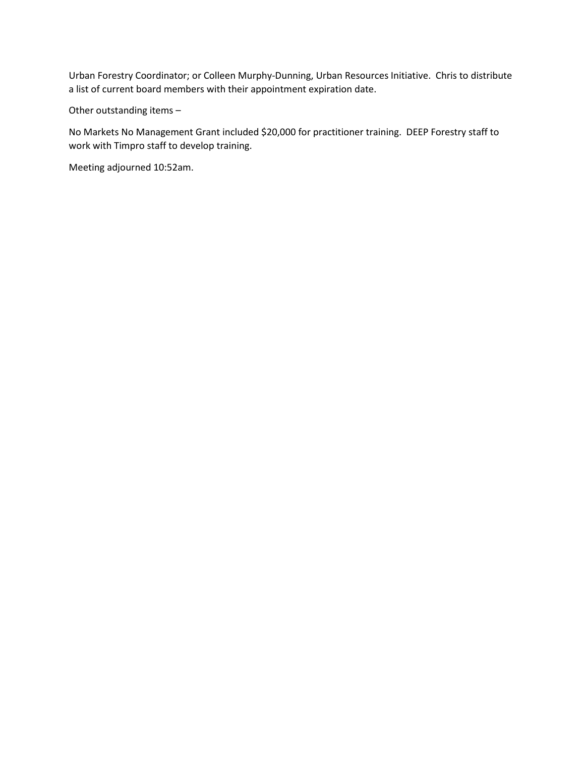Urban Forestry Coordinator; or Colleen Murphy-Dunning, Urban Resources Initiative. Chris to distribute a list of current board members with their appointment expiration date.

Other outstanding items –

No Markets No Management Grant included $20,000 for practitioner training. DEEP Forestry staff to work with Timpro staff to develop training.

Meeting adjourned 10:52am.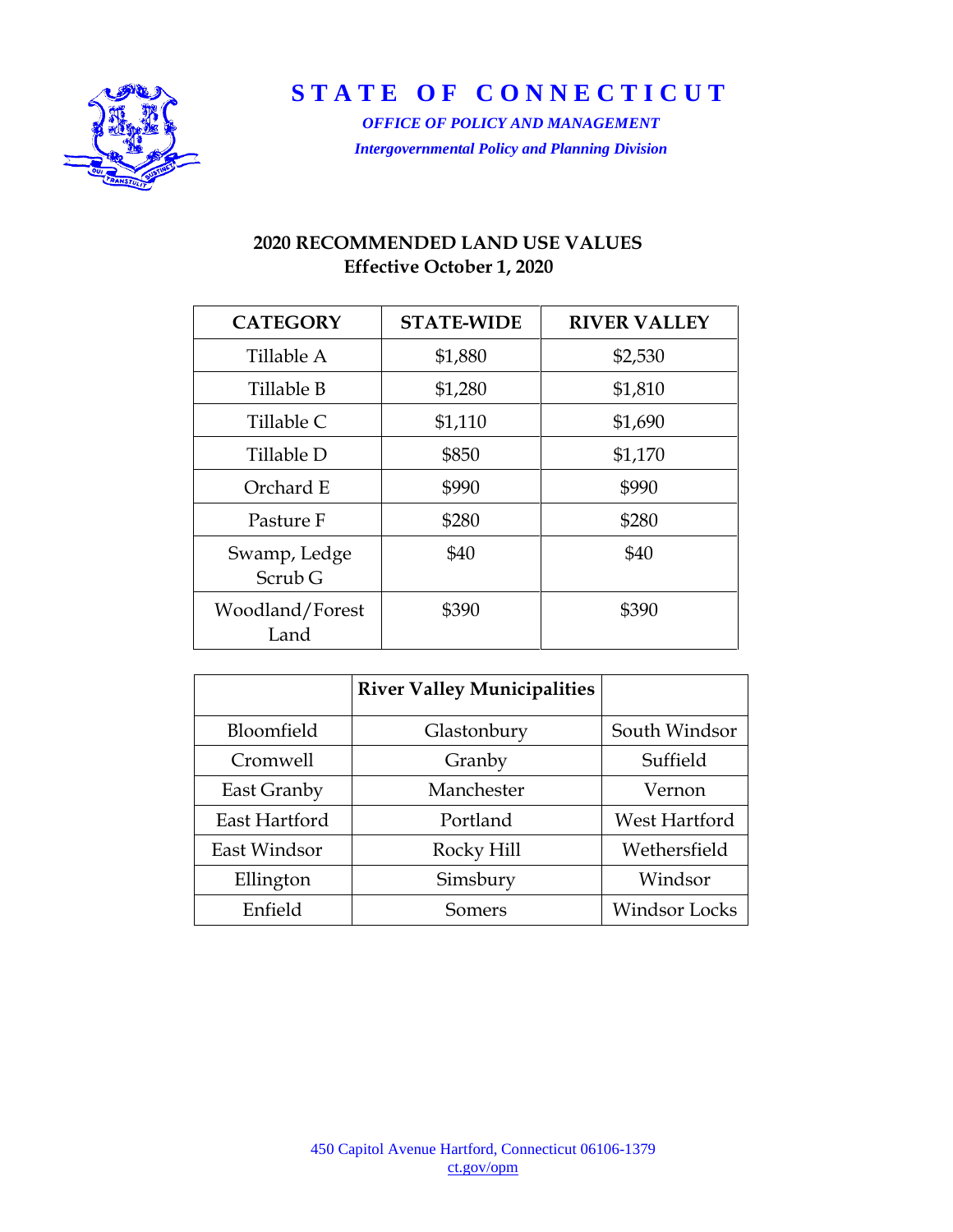# STATE OF CONNECTICUT

*OFFICE OF POLICY AND MANAGEMENT*

*Intergovernmental Policy and Planning Division*

## 2020 RECOMMENDED LAND USE VALUES
**Effective October 1, 2020**

| CATEGORY | STATE-WIDE | RIVER VALLEY |
|---|---|---|
| Tillable A | $1,880 | $2,530 |
| Tillable B | $1,280 | $1,810 |
| Tillable C | $1,110 | $1,690 |
| Tillable D | $850 | $1,170 |
| Orchard E | $990 | $990 |
| Pasture F | $280 | $280 |
| Swamp, Ledge Scrub G | $40 | $40 |
| Woodland/Forest Land | $390 | $390 |

| | **River Valley Municipalities** | |
|---|---|---|
| Bloomfield | Glastonbury | South Windsor |
| Cromwell | Granby | Suffield |
| East Granby | Manchester | Vernon |
| East Hartford | Portland | West Hartford |
| East Windsor | Rocky Hill | Wethersfield |
| Ellington | Simsbury | Windsor |
| Enfield | Somers | Windsor Locks |

450 Capitol Avenue Hartford, Connecticut 06106-1379
ct.gov/opm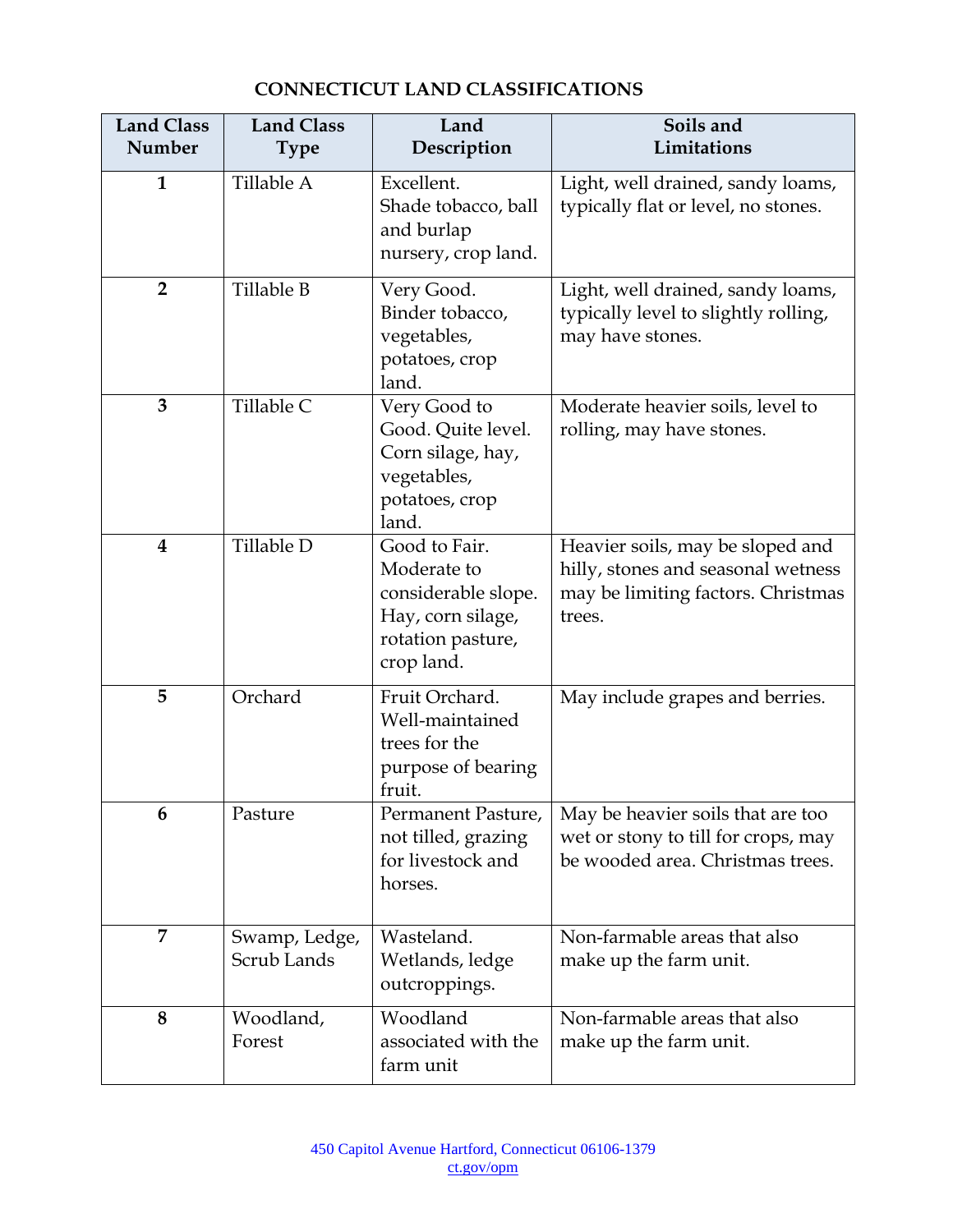# CONNECTICUT LAND CLASSIFICATIONS

| Land Class Number | Land Class Type | Land Description | Soils and Limitations |
|---|---|---|---|
| **1** | Tillable A | Excellent. Shade tobacco, ball and burlap nursery, crop land. | Light, well drained, sandy loams, typically flat or level, no stones. |
| **2** | Tillable B | Very Good. Binder tobacco, vegetables, potatoes, crop land. | Light, well drained, sandy loams, typically level to slightly rolling, may have stones. |
| **3** | Tillable C | Very Good to Good. Quite level. Corn silage, hay, vegetables, potatoes, crop land. | Moderate heavier soils, level to rolling, may have stones. |
| **4** | Tillable D | Good to Fair. Moderate to considerable slope. Hay, corn silage, rotation pasture, crop land. | Heavier soils, may be sloped and hilly, stones and seasonal wetness may be limiting factors. Christmas trees. |
| **5** | Orchard | Fruit Orchard. Well-maintained trees for the purpose of bearing fruit. | May include grapes and berries. |
| **6** | Pasture | Permanent Pasture, not tilled, grazing for livestock and horses. | May be heavier soils that are too wet or stony to till for crops, may be wooded area. Christmas trees. |
| **7** | Swamp, Ledge, Scrub Lands | Wasteland. Wetlands, ledge outcroppings. | Non-farmable areas that also make up the farm unit. |
| **8** | Woodland, Forest | Woodland associated with the farm unit | Non-farmable areas that also make up the farm unit. |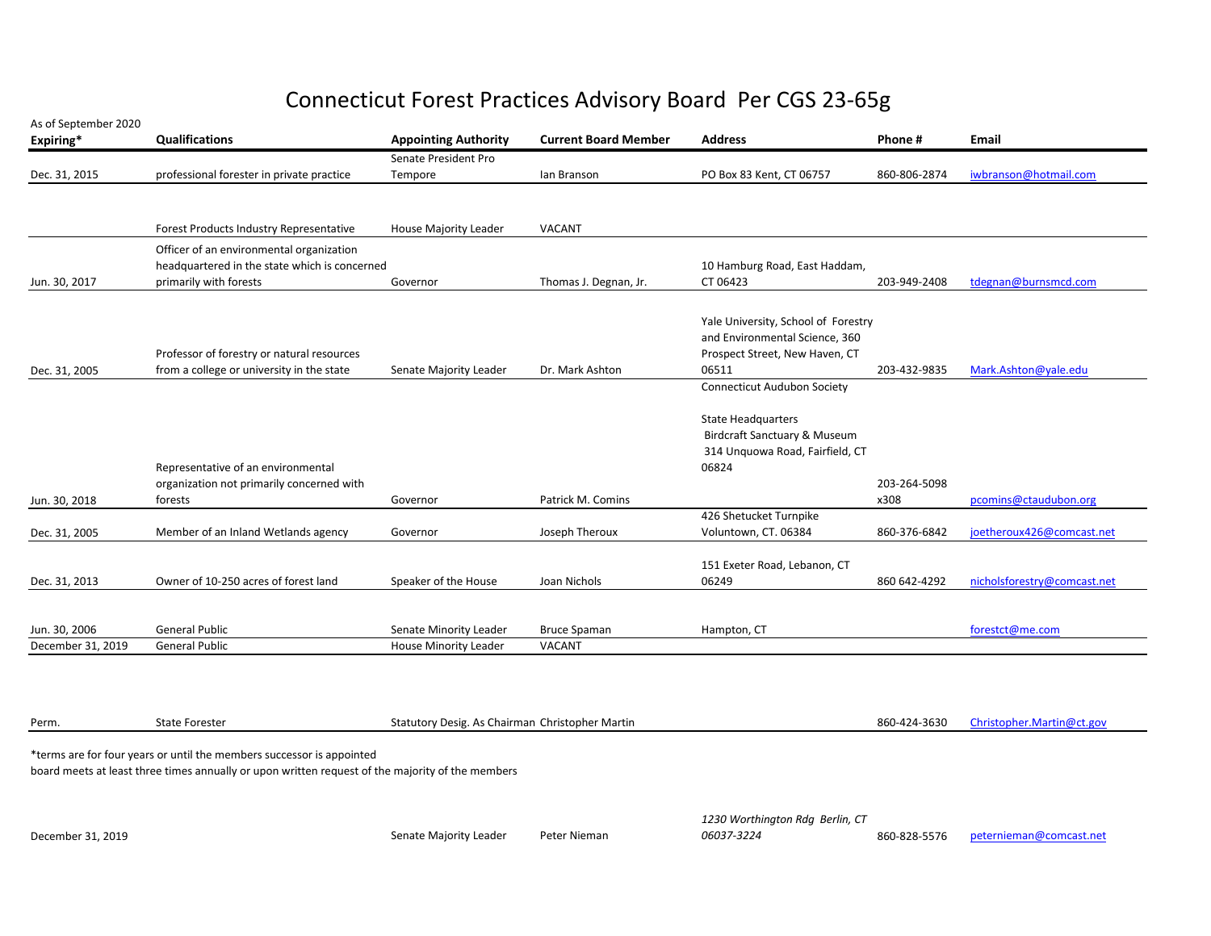# Connecticut Forest Practices Advisory Board Per CGS 23-65g

As of September 2020

| Expiring* | Qualifications | Appointing Authority | Current Board Member | Address | Phone # | Email |
|---|---|---|---|---|---|---|
| Dec. 31, 2015 | professional forester in private practice | Senate President Pro Tempore | Ian Branson | PO Box 83 Kent, CT 06757 | 860-806-2874 | iwbranson@hotmail.com |
| | Forest Products Industry Representative | House Majority Leader | VACANT | | | |
| Jun. 30, 2017 | Officer of an environmental organization headquartered in the state which is concerned primarily with forests | Governor | Thomas J. Degnan, Jr. | 10 Hamburg Road, East Haddam, CT 06423 | 203-949-2408 | tdegnan@burnsmcd.com |
| Dec. 31, 2005 | Professor of forestry or natural resources from a college or university in the state | Senate Majority Leader | Dr. Mark Ashton | Yale University, School of Forestry and Environmental Science, 360 Prospect Street, New Haven, CT 06511 | 203-432-9835 | Mark.Ashton@yale.edu |
| Jun. 30, 2018 | Representative of an environmental organization not primarily concerned with forests | Governor | Patrick M. Comins | Connecticut Audubon Society State Headquarters Birdcraft Sanctuary & Museum 314 Unquowa Road, Fairfield, CT 06824 | 203-264-5098 x308 | pcomins@ctaudubon.org |
| Dec. 31, 2005 | Member of an Inland Wetlands agency | Governor | Joseph Theroux | 426 Shetucket Turnpike Voluntown, CT. 06384 | 860-376-6842 | joetheroux426@comcast.net |
| Dec. 31, 2013 | Owner of 10-250 acres of forest land | Speaker of the House | Joan Nichols | 151 Exeter Road, Lebanon, CT 06249 | 860 642-4292 | nicholsforestry@comcast.net |
| Jun. 30, 2006 | General Public | Senate Minority Leader | Bruce Spaman | Hampton, CT | | forestct@me.com |
| December 31, 2019 | General Public | House Minority Leader | VACANT | | | |
| Perm. | State Forester | Statutory Desig. As Chairman | Christopher Martin | | 860-424-3630 | Christopher.Martin@ct.gov |

*terms are for four years or until the members successor is appointed

board meets at least three times annually or upon written request of the majority of the members

| | | | | | | |
|---|---|---|---|---|---|---|
| December 31, 2019 | | Senate Majority Leader | Peter Nieman | *1230 Worthington Rdg Berlin, CT 06037-3224* | 860-828-5576 | peternieman@comcast.net |